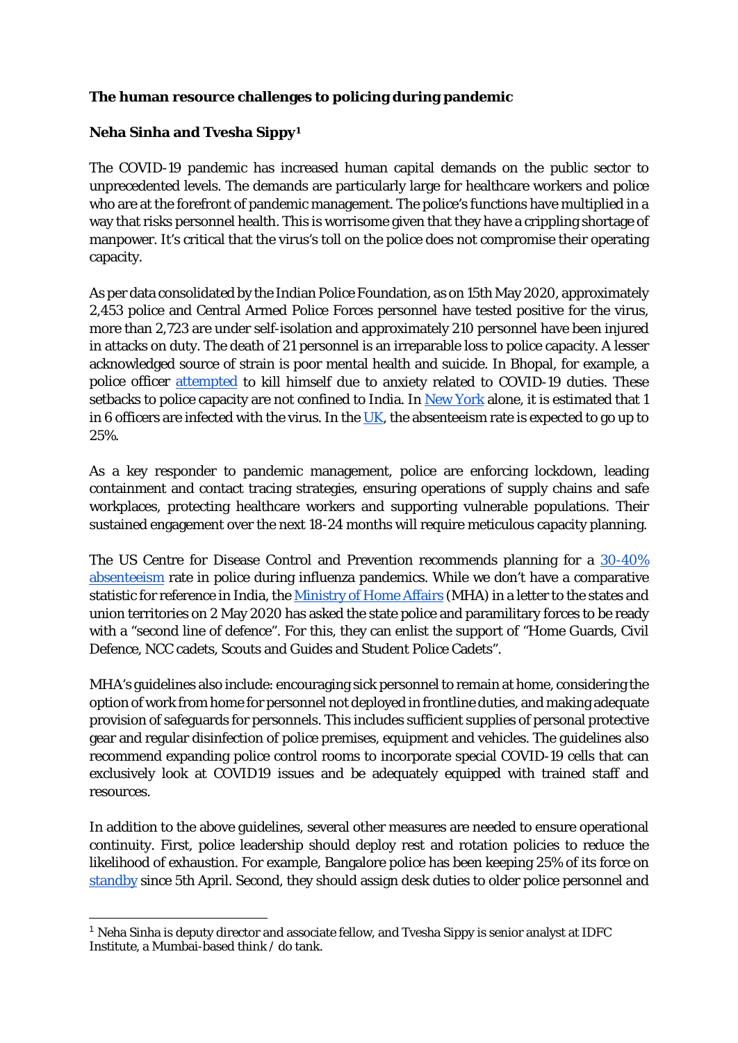**The human resource challenges to policing during pandemic**

**Neha Sinha and Tvesha Sippy**[1]

The COVID-19 pandemic has increased human capital demands on the public sector to unprecedented levels. The demands are particularly large for healthcare workers and police who are at the forefront of pandemic management. The police's functions have multiplied in a way that risks personnel health. This is worrisome given that they have a crippling shortage of manpower. It's critical that the virus's toll on the police does not compromise their operating capacity.

As per data consolidated by the Indian Police Foundation, as on 15th May 2020, approximately 2,453 police and Central Armed Police Forces personnel have tested positive for the virus, more than 2,723 are under self-isolation and approximately 210 personnel have been injured in attacks on duty. The death of 21 personnel is an irreparable loss to police capacity. A lesser acknowledged source of strain is poor mental health and suicide. In Bhopal, for example, a police officer attempted to kill himself due to anxiety related to COVID-19 duties. These setbacks to police capacity are not confined to India. In New York alone, it is estimated that 1 in 6 officers are infected with the virus. In the UK, the absenteeism rate is expected to go up to 25%.

As a key responder to pandemic management, police are enforcing lockdown, leading containment and contact tracing strategies, ensuring operations of supply chains and safe workplaces, protecting healthcare workers and supporting vulnerable populations. Their sustained engagement over the next 18-24 months will require meticulous capacity planning.

The US Centre for Disease Control and Prevention recommends planning for a 30-40% absenteeism rate in police during influenza pandemics. While we don't have a comparative statistic for reference in India, the Ministry of Home Affairs (MHA) in a letter to the states and union territories on 2 May 2020 has asked the state police and paramilitary forces to be ready with a "second line of defence". For this, they can enlist the support of "Home Guards, Civil Defence, NCC cadets, Scouts and Guides and Student Police Cadets".

MHA's guidelines also include: encouraging sick personnel to remain at home, considering the option of work from home for personnel not deployed in frontline duties, and making adequate provision of safeguards for personnels. This includes sufficient supplies of personal protective gear and regular disinfection of police premises, equipment and vehicles. The guidelines also recommend expanding police control rooms to incorporate special COVID-19 cells that can exclusively look at COVID19 issues and be adequately equipped with trained staff and resources.

In addition to the above guidelines, several other measures are needed to ensure operational continuity. First, police leadership should deploy rest and rotation policies to reduce the likelihood of exhaustion. For example, Bangalore police has been keeping 25% of its force on standby since 5th April. Second, they should assign desk duties to older police personnel and

---

[1] Neha Sinha is deputy director and associate fellow, and Tvesha Sippy is senior analyst at IDFC Institute, a Mumbai-based think / do tank.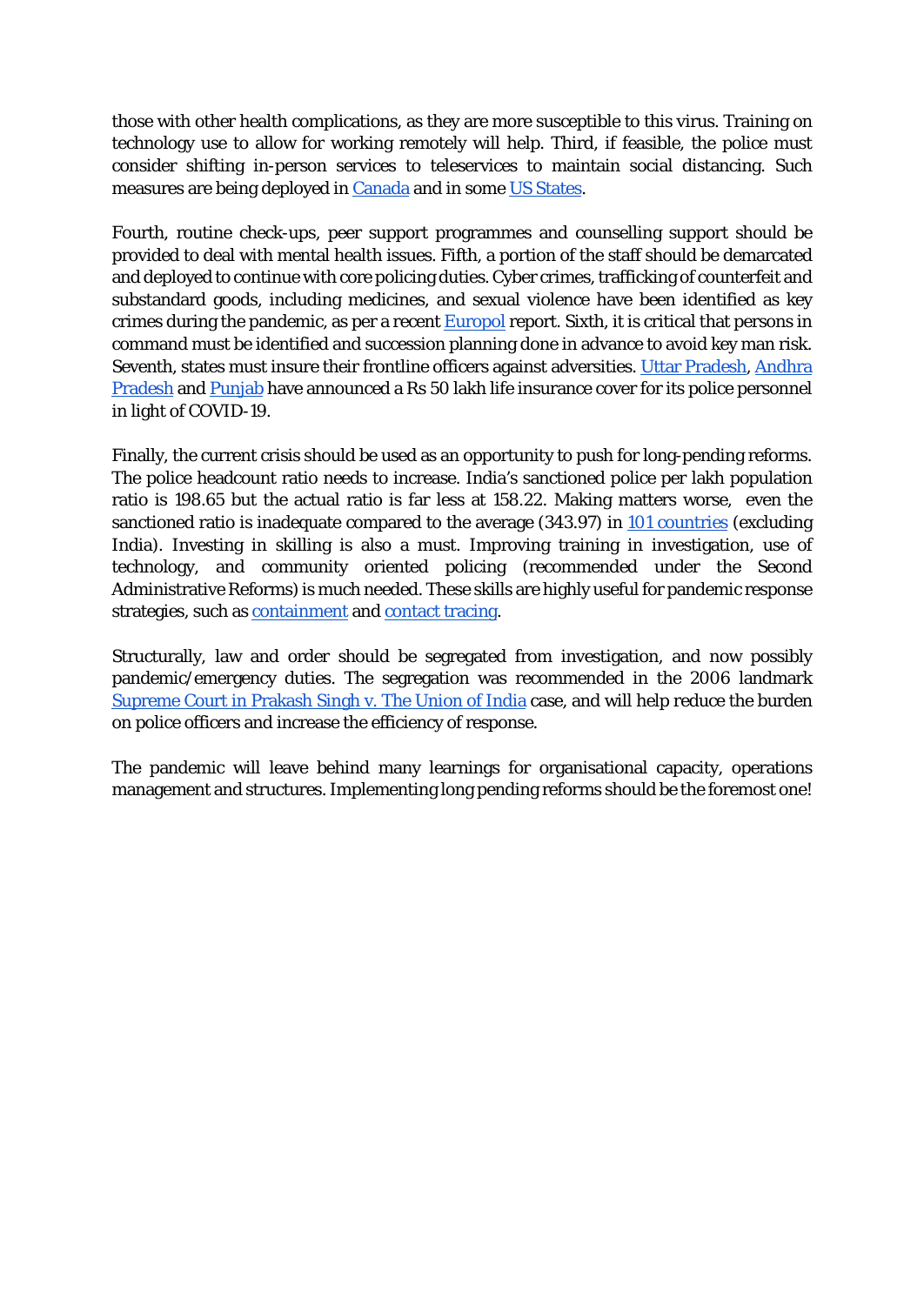those with other health complications, as they are more susceptible to this virus. Training on technology use to allow for working remotely will help. Third, if feasible, the police must consider shifting in-person services to teleservices to maintain social distancing. Such measures are being deployed in Canada and in some US States.

Fourth, routine check-ups, peer support programmes and counselling support should be provided to deal with mental health issues. Fifth, a portion of the staff should be demarcated and deployed to continue with core policing duties. Cyber crimes, trafficking of counterfeit and substandard goods, including medicines, and sexual violence have been identified as key crimes during the pandemic, as per a recent Europol report. Sixth, it is critical that persons in command must be identified and succession planning done in advance to avoid key man risk. Seventh, states must insure their frontline officers against adversities. Uttar Pradesh, Andhra Pradesh and Punjab have announced a Rs 50 lakh life insurance cover for its police personnel in light of COVID-19.

Finally, the current crisis should be used as an opportunity to push for long-pending reforms. The police headcount ratio needs to increase. India's sanctioned police per lakh population ratio is 198.65 but the actual ratio is far less at 158.22. Making matters worse, even the sanctioned ratio is inadequate compared to the average (343.97) in 101 countries (excluding India). Investing in skilling is also a must. Improving training in investigation, use of technology, and community oriented policing (recommended under the Second Administrative Reforms) is much needed. These skills are highly useful for pandemic response strategies, such as containment and contact tracing.

Structurally, law and order should be segregated from investigation, and now possibly pandemic/emergency duties. The segregation was recommended in the 2006 landmark Supreme Court in Prakash Singh v. The Union of India case, and will help reduce the burden on police officers and increase the efficiency of response.

The pandemic will leave behind many learnings for organisational capacity, operations management and structures. Implementing long pending reforms should be the foremost one!